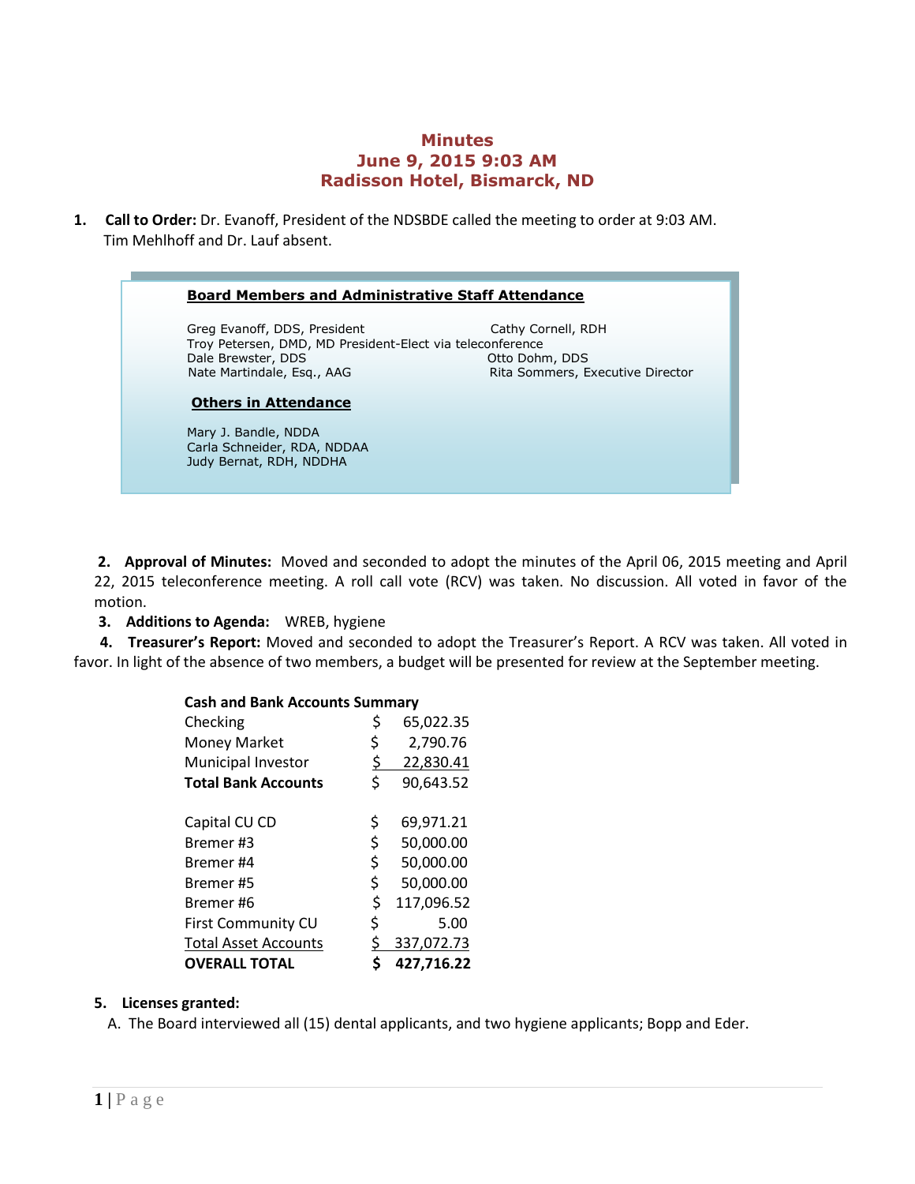# Minutes
## June 9, 2015 9:03 AM
## Radisson Hotel, Bismarck, ND

1. **Call to Order:** Dr. Evanoff, President of the NDSBDE called the meeting to order at 9:03 AM. Tim Mehlhoff and Dr. Lauf absent.

**Board Members and Administrative Staff Attendance**

Greg Evanoff, DDS, President
Cathy Cornell, RDH
Troy Petersen, DMD, MD President-Elect via teleconference
Dale Brewster, DDS
Otto Dohm, DDS
Nate Martindale, Esq., AAG
Rita Sommers, Executive Director

**Others in Attendance**

Mary J. Bandle, NDDA
Carla Schneider, RDA, NDDAA
Judy Bernat, RDH, NDDHA

2. **Approval of Minutes:** Moved and seconded to adopt the minutes of the April 06, 2015 meeting and April 22, 2015 teleconference meeting. A roll call vote (RCV) was taken. No discussion. All voted in favor of the motion.
3. **Additions to Agenda:** WREB, hygiene
4. **Treasurer's Report:** Moved and seconded to adopt the Treasurer's Report. A RCV was taken. All voted in favor. In light of the absence of two members, a budget will be presented for review at the September meeting.

| **Cash and Bank Accounts Summary** | | |
|---|---|---|
| Checking | $ | 65,022.35 |
| Money Market | $ | 2,790.76 |
| Municipal Investor | $ | 22,830.41 |
| **Total Bank Accounts** | $ | 90,643.52 |
| | | |
| Capital CU CD | $ | 69,971.21 |
| Bremer #3 | $ | 50,000.00 |
| Bremer #4 | $ | 50,000.00 |
| Bremer #5 | $ | 50,000.00 |
| Bremer #6 | $ | 117,096.52 |
| First Community CU | $ | 5.00 |
| Total Asset Accounts | $ | 337,072.73 |
| **OVERALL TOTAL** | **$** | **427,716.22** |

5. **Licenses granted:**
   A. The Board interviewed all (15) dental applicants, and two hygiene applicants; Bopp and Eder.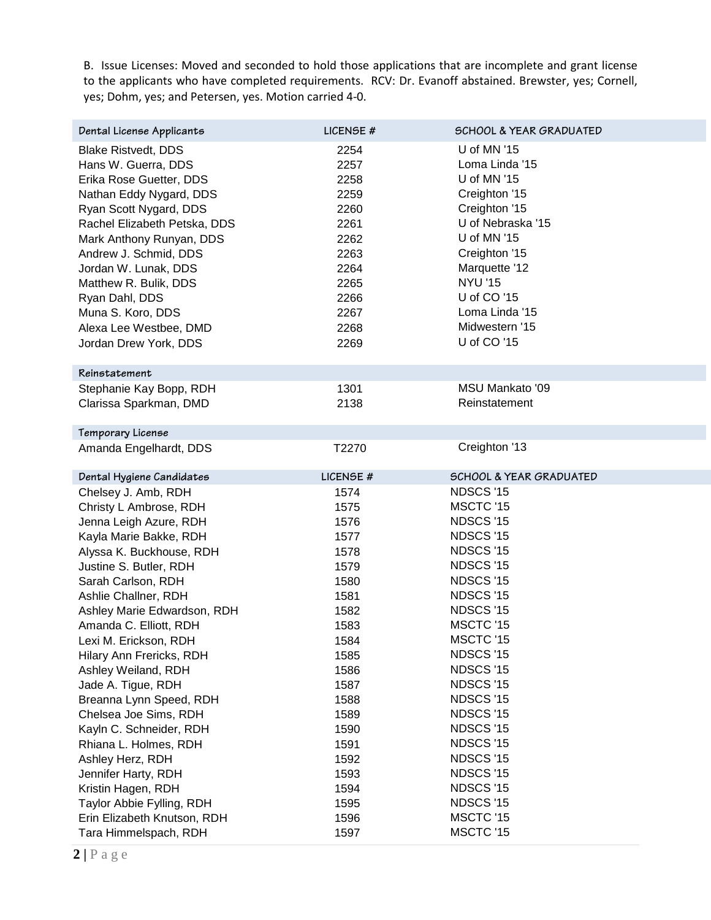B. Issue Licenses: Moved and seconded to hold those applications that are incomplete and grant license to the applicants who have completed requirements. RCV: Dr. Evanoff abstained. Brewster, yes; Cornell, yes; Dohm, yes; and Petersen, yes. Motion carried 4-0.

| Dental License Applicants | LICENSE # | SCHOOL & YEAR GRADUATED |
|---|---|---|
| Blake Ristvedt, DDS | 2254 | U of MN '15 |
| Hans W. Guerra, DDS | 2257 | Loma Linda '15 |
| Erika Rose Guetter, DDS | 2258 | U of MN '15 |
| Nathan Eddy Nygard, DDS | 2259 | Creighton '15 |
| Ryan Scott Nygard, DDS | 2260 | Creighton '15 |
| Rachel Elizabeth Petska, DDS | 2261 | U of Nebraska '15 |
| Mark Anthony Runyan, DDS | 2262 | U of MN '15 |
| Andrew J. Schmid, DDS | 2263 | Creighton '15 |
| Jordan W. Lunak, DDS | 2264 | Marquette '12 |
| Matthew R. Bulik, DDS | 2265 | NYU '15 |
| Ryan Dahl, DDS | 2266 | U of CO '15 |
| Muna S. Koro, DDS | 2267 | Loma Linda '15 |
| Alexa Lee Westbee, DMD | 2268 | Midwestern '15 |
| Jordan Drew York, DDS | 2269 | U of CO '15 |
| **Reinstatement** | | |
| Stephanie Kay Bopp, RDH | 1301 | MSU Mankato '09 |
| Clarissa Sparkman, DMD | 2138 | Reinstatement |
| **Temporary License** | | |
| Amanda Engelhardt, DDS | T2270 | Creighton '13 |

| Dental Hygiene Candidates | LICENSE # | SCHOOL & YEAR GRADUATED |
|---|---|---|
| Chelsey J. Amb, RDH | 1574 | NDSCS '15 |
| Christy L Ambrose, RDH | 1575 | MSCTC '15 |
| Jenna Leigh Azure, RDH | 1576 | NDSCS '15 |
| Kayla Marie Bakke, RDH | 1577 | NDSCS '15 |
| Alyssa K. Buckhouse, RDH | 1578 | NDSCS '15 |
| Justine S. Butler, RDH | 1579 | NDSCS '15 |
| Sarah Carlson, RDH | 1580 | NDSCS '15 |
| Ashlie Challner, RDH | 1581 | NDSCS '15 |
| Ashley Marie Edwardson, RDH | 1582 | NDSCS '15 |
| Amanda C. Elliott, RDH | 1583 | MSCTC '15 |
| Lexi M. Erickson, RDH | 1584 | MSCTC '15 |
| Hilary Ann Frericks, RDH | 1585 | NDSCS '15 |
| Ashley Weiland, RDH | 1586 | NDSCS '15 |
| Jade A. Tigue, RDH | 1587 | NDSCS '15 |
| Breanna Lynn Speed, RDH | 1588 | NDSCS '15 |
| Chelsea Joe Sims, RDH | 1589 | NDSCS '15 |
| Kayln C. Schneider, RDH | 1590 | NDSCS '15 |
| Rhiana L. Holmes, RDH | 1591 | NDSCS '15 |
| Ashley Herz, RDH | 1592 | NDSCS '15 |
| Jennifer Harty, RDH | 1593 | NDSCS '15 |
| Kristin Hagen, RDH | 1594 | NDSCS '15 |
| Taylor Abbie Fylling, RDH | 1595 | NDSCS '15 |
| Erin Elizabeth Knutson, RDH | 1596 | MSCTC '15 |
| Tara Himmelspach, RDH | 1597 | MSCTC '15 |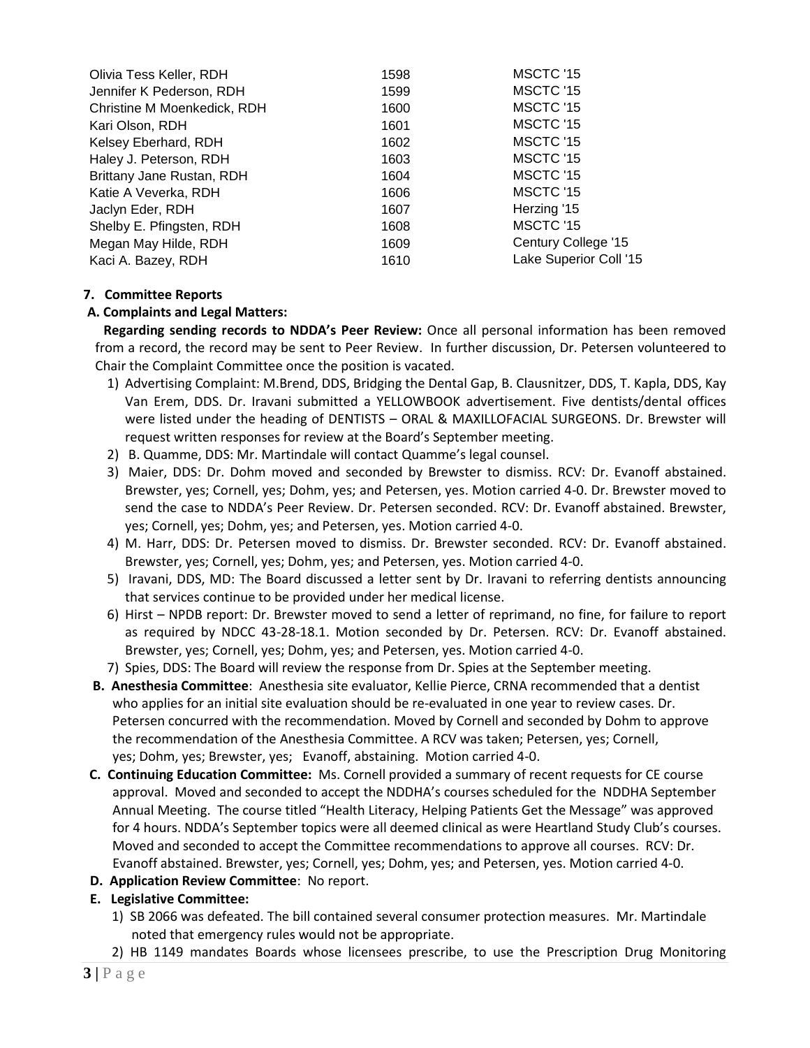| | | |
|---|---|---|
| Olivia Tess Keller, RDH | 1598 | MSCTC '15 |
| Jennifer K Pederson, RDH | 1599 | MSCTC '15 |
| Christine M Moenkedick, RDH | 1600 | MSCTC '15 |
| Kari Olson, RDH | 1601 | MSCTC '15 |
| Kelsey Eberhard, RDH | 1602 | MSCTC '15 |
| Haley J. Peterson, RDH | 1603 | MSCTC '15 |
| Brittany Jane Rustan, RDH | 1604 | MSCTC '15 |
| Katie A Veverka, RDH | 1606 | MSCTC '15 |
| Jaclyn Eder, RDH | 1607 | Herzing '15 |
| Shelby E. Pfingsten, RDH | 1608 | MSCTC '15 |
| Megan May Hilde, RDH | 1609 | Century College '15 |
| Kaci A. Bazey, RDH | 1610 | Lake Superior Coll '15 |

**7. Committee Reports**

**A. Complaints and Legal Matters:**

**Regarding sending records to NDDA's Peer Review:** Once all personal information has been removed from a record, the record may be sent to Peer Review. In further discussion, Dr. Petersen volunteered to Chair the Complaint Committee once the position is vacated.

1) Advertising Complaint: M.Brend, DDS, Bridging the Dental Gap, B. Clausnitzer, DDS, T. Kapla, DDS, Kay Van Erem, DDS. Dr. Iravani submitted a YELLOWBOOK advertisement. Five dentists/dental offices were listed under the heading of DENTISTS – ORAL & MAXILLOFACIAL SURGEONS. Dr. Brewster will request written responses for review at the Board's September meeting.
2) B. Quamme, DDS: Mr. Martindale will contact Quamme's legal counsel.
3) Maier, DDS: Dr. Dohm moved and seconded by Brewster to dismiss. RCV: Dr. Evanoff abstained. Brewster, yes; Cornell, yes; Dohm, yes; and Petersen, yes. Motion carried 4-0. Dr. Brewster moved to send the case to NDDA's Peer Review. Dr. Petersen seconded. RCV: Dr. Evanoff abstained. Brewster, yes; Cornell, yes; Dohm, yes; and Petersen, yes. Motion carried 4-0.
4) M. Harr, DDS: Dr. Petersen moved to dismiss. Dr. Brewster seconded. RCV: Dr. Evanoff abstained. Brewster, yes; Cornell, yes; Dohm, yes; and Petersen, yes. Motion carried 4-0.
5) Iravani, DDS, MD: The Board discussed a letter sent by Dr. Iravani to referring dentists announcing that services continue to be provided under her medical license.
6) Hirst – NPDB report: Dr. Brewster moved to send a letter of reprimand, no fine, for failure to report as required by NDCC 43-28-18.1. Motion seconded by Dr. Petersen. RCV: Dr. Evanoff abstained. Brewster, yes; Cornell, yes; Dohm, yes; and Petersen, yes. Motion carried 4-0.
7) Spies, DDS: The Board will review the response from Dr. Spies at the September meeting.

**B. Anesthesia Committee**: Anesthesia site evaluator, Kellie Pierce, CRNA recommended that a dentist who applies for an initial site evaluation should be re-evaluated in one year to review cases. Dr. Petersen concurred with the recommendation. Moved by Cornell and seconded by Dohm to approve the recommendation of the Anesthesia Committee. A RCV was taken; Petersen, yes; Cornell, yes; Dohm, yes; Brewster, yes; Evanoff, abstaining. Motion carried 4-0.

**C. Continuing Education Committee:** Ms. Cornell provided a summary of recent requests for CE course approval. Moved and seconded to accept the NDDHA's courses scheduled for the NDDHA September Annual Meeting. The course titled "Health Literacy, Helping Patients Get the Message" was approved for 4 hours. NDDA's September topics were all deemed clinical as were Heartland Study Club's courses. Moved and seconded to accept the Committee recommendations to approve all courses. RCV: Dr. Evanoff abstained. Brewster, yes; Cornell, yes; Dohm, yes; and Petersen, yes. Motion carried 4-0.

**D. Application Review Committee**: No report.

**E. Legislative Committee:**

1) SB 2066 was defeated. The bill contained several consumer protection measures. Mr. Martindale noted that emergency rules would not be appropriate.
2) HB 1149 mandates Boards whose licensees prescribe, to use the Prescription Drug Monitoring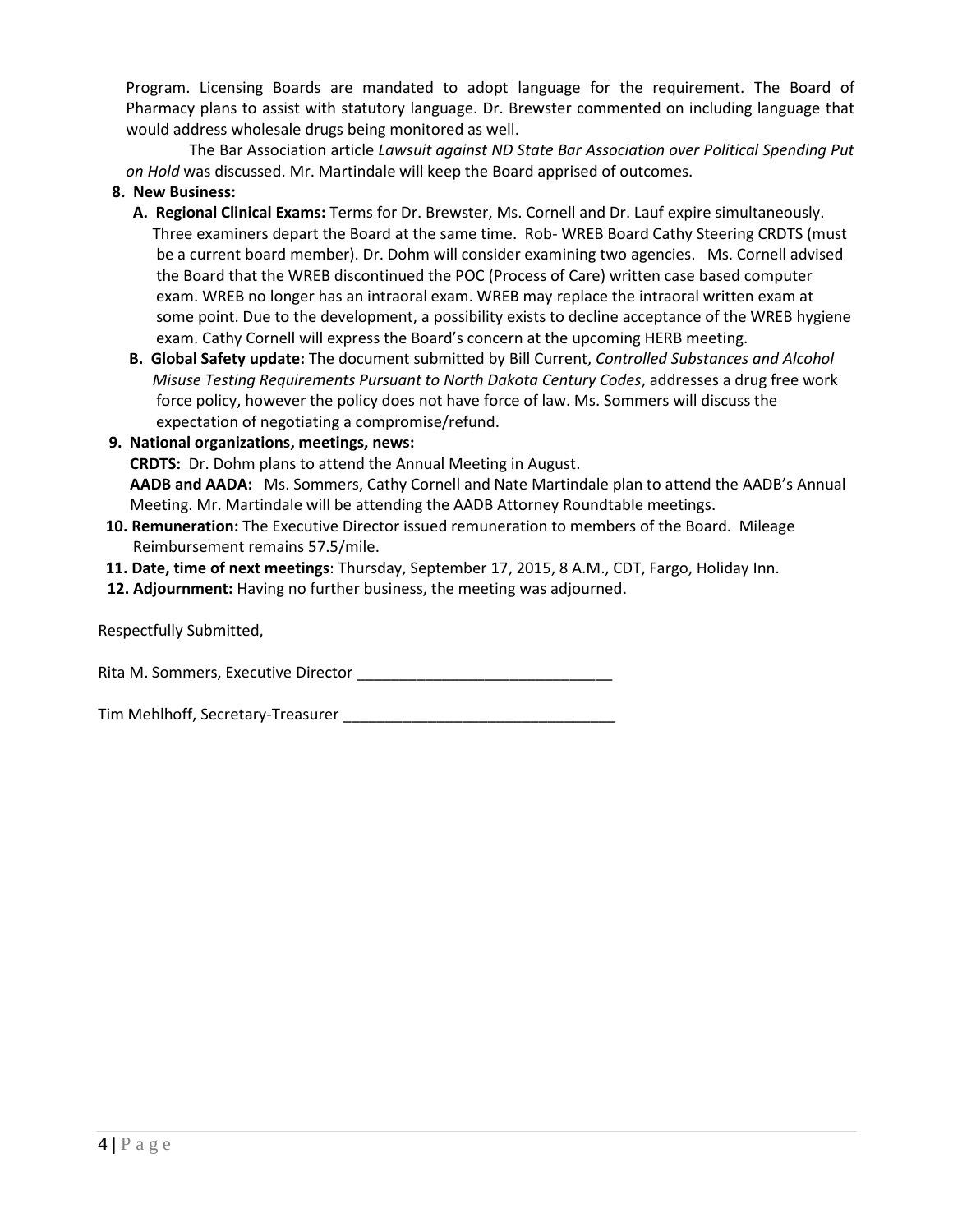Program. Licensing Boards are mandated to adopt language for the requirement. The Board of Pharmacy plans to assist with statutory language. Dr. Brewster commented on including language that would address wholesale drugs being monitored as well.

The Bar Association article *Lawsuit against ND State Bar Association over Political Spending Put on Hold* was discussed. Mr. Martindale will keep the Board apprised of outcomes.

**8. New Business:**

**A. Regional Clinical Exams:** Terms for Dr. Brewster, Ms. Cornell and Dr. Lauf expire simultaneously. Three examiners depart the Board at the same time. Rob- WREB Board Cathy Steering CRDTS (must be a current board member). Dr. Dohm will consider examining two agencies. Ms. Cornell advised the Board that the WREB discontinued the POC (Process of Care) written case based computer exam. WREB no longer has an intraoral exam. WREB may replace the intraoral written exam at some point. Due to the development, a possibility exists to decline acceptance of the WREB hygiene exam. Cathy Cornell will express the Board's concern at the upcoming HERB meeting.

**B. Global Safety update:** The document submitted by Bill Current, *Controlled Substances and Alcohol Misuse Testing Requirements Pursuant to North Dakota Century Codes*, addresses a drug free work force policy, however the policy does not have force of law. Ms. Sommers will discuss the expectation of negotiating a compromise/refund.

**9. National organizations, meetings, news:**

**CRDTS:** Dr. Dohm plans to attend the Annual Meeting in August.

**AADB and AADA:** Ms. Sommers, Cathy Cornell and Nate Martindale plan to attend the AADB's Annual Meeting. Mr. Martindale will be attending the AADB Attorney Roundtable meetings.

**10. Remuneration:** The Executive Director issued remuneration to members of the Board. Mileage Reimbursement remains 57.5/mile.

**11. Date, time of next meetings**: Thursday, September 17, 2015, 8 A.M., CDT, Fargo, Holiday Inn.

**12. Adjournment:** Having no further business, the meeting was adjourned.

Respectfully Submitted,

Rita M. Sommers, Executive Director ______________________________

Tim Mehlhoff, Secretary-Treasurer ________________________________